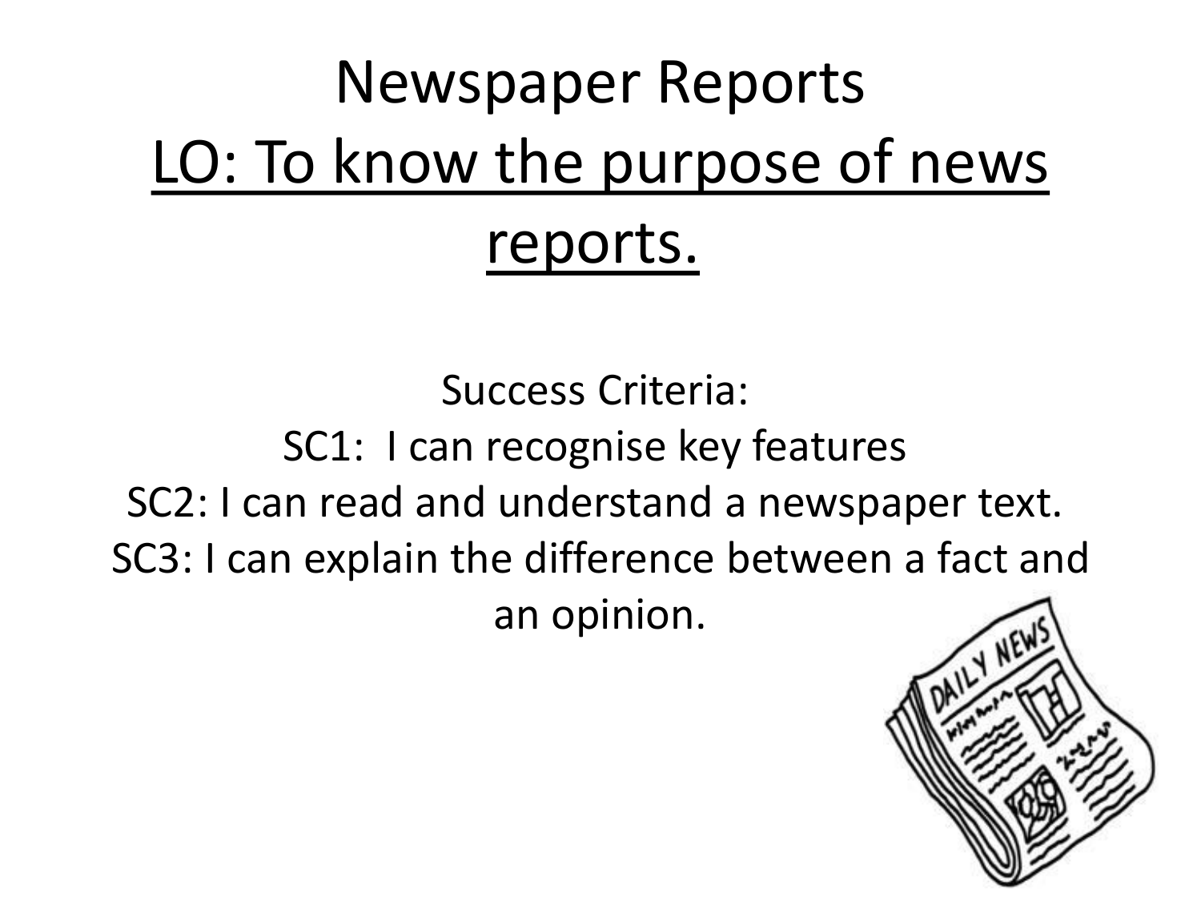# Newspaper Reports

## LO: To know the purpose of news reports.

Success Criteria:

SC1: I can recognise key features

SC2: I can read and understand a newspaper text.

SC3: I can explain the difference between a fact and an opinion.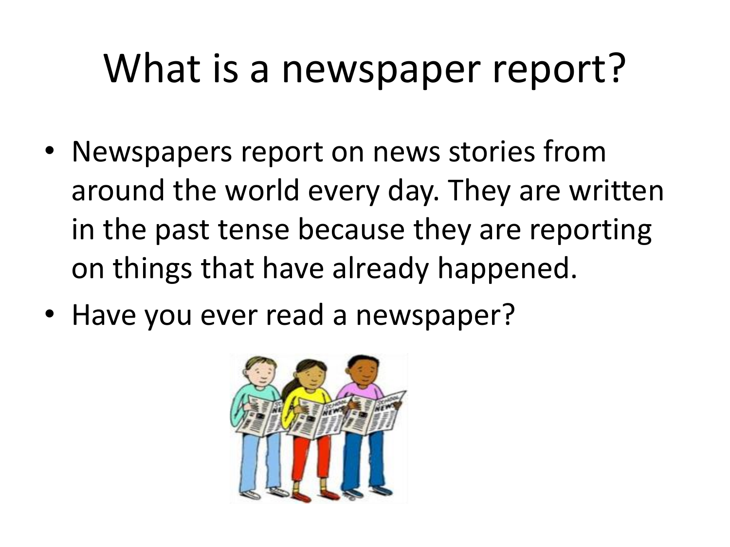# What is a newspaper report?

- Newspapers report on news stories from around the world every day. They are written in the past tense because they are reporting on things that have already happened.
- Have you ever read a newspaper?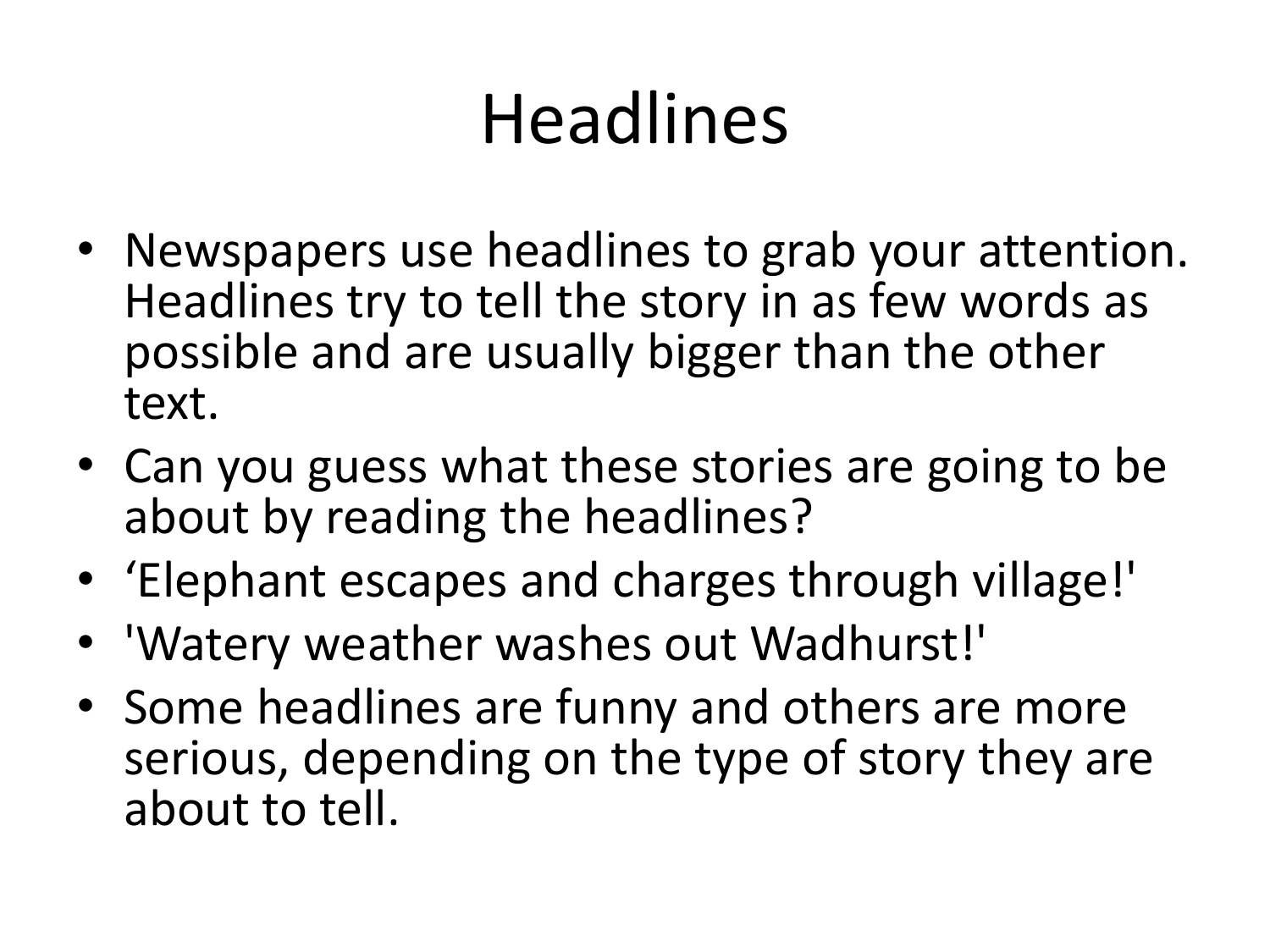# Headlines

- Newspapers use headlines to grab your attention. Headlines try to tell the story in as few words as possible and are usually bigger than the other text.
- Can you guess what these stories are going to be about by reading the headlines?
- ‘Elephant escapes and charges through village!'
- 'Watery weather washes out Wadhurst!'
- Some headlines are funny and others are more serious, depending on the type of story they are about to tell.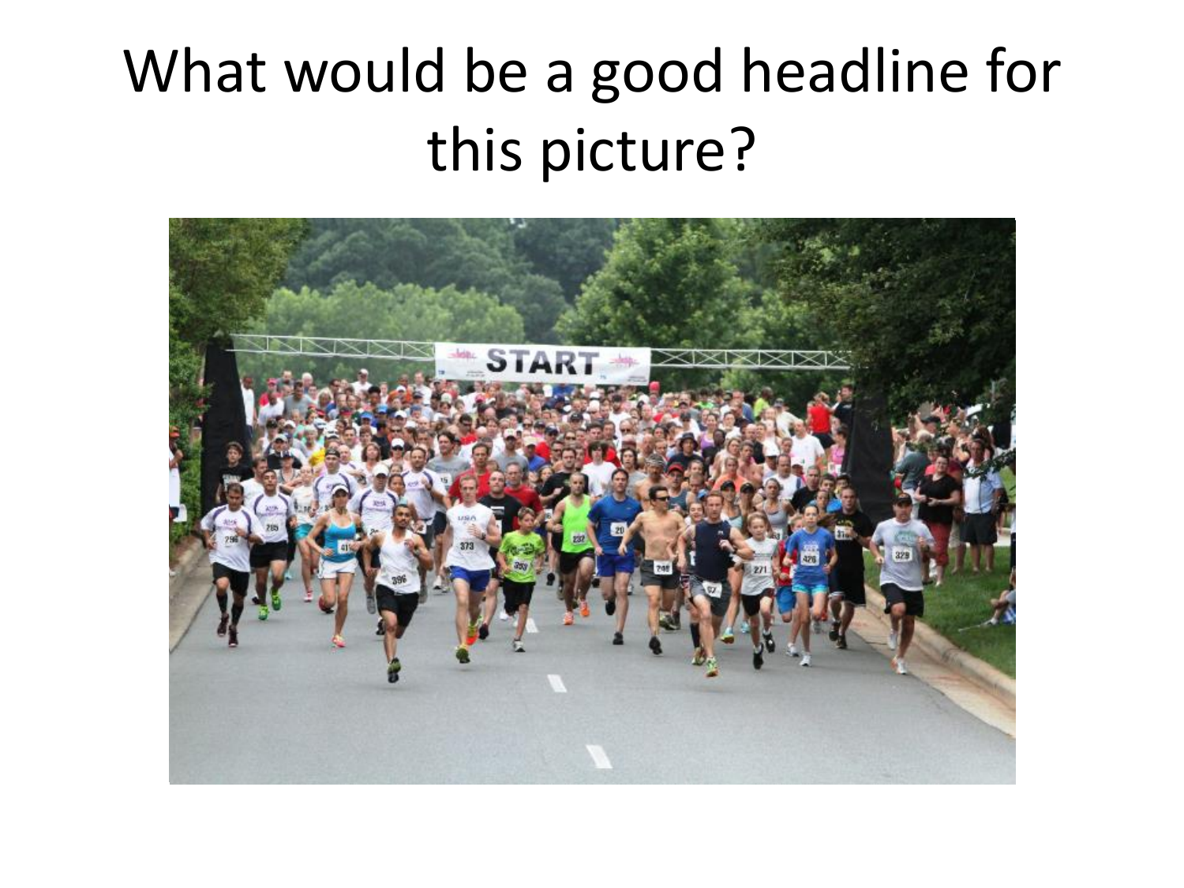# What would be a good headline for this picture?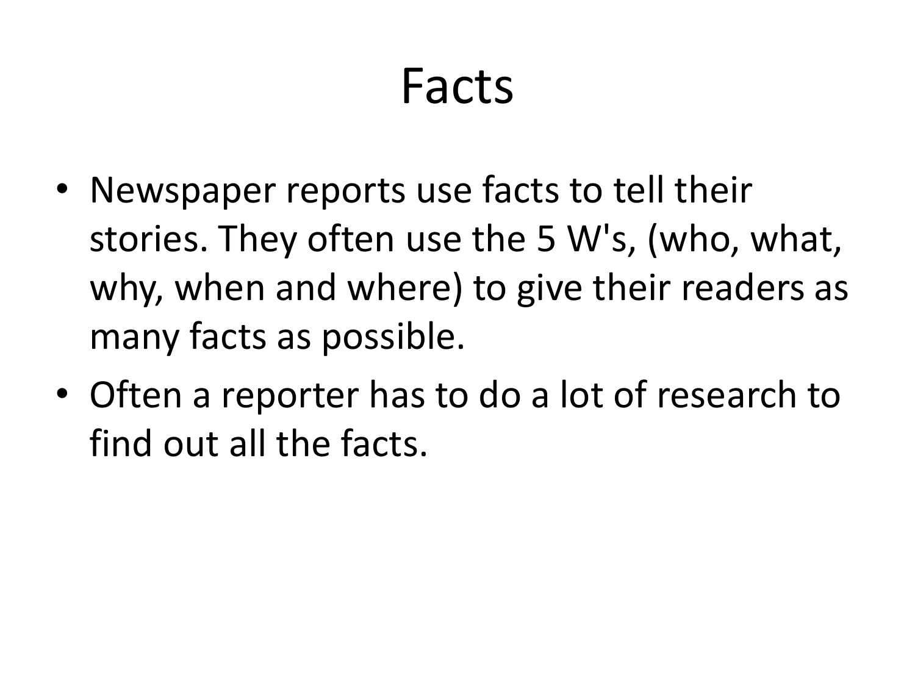# Facts

- Newspaper reports use facts to tell their stories. They often use the 5 W's, (who, what, why, when and where) to give their readers as many facts as possible.
- Often a reporter has to do a lot of research to find out all the facts.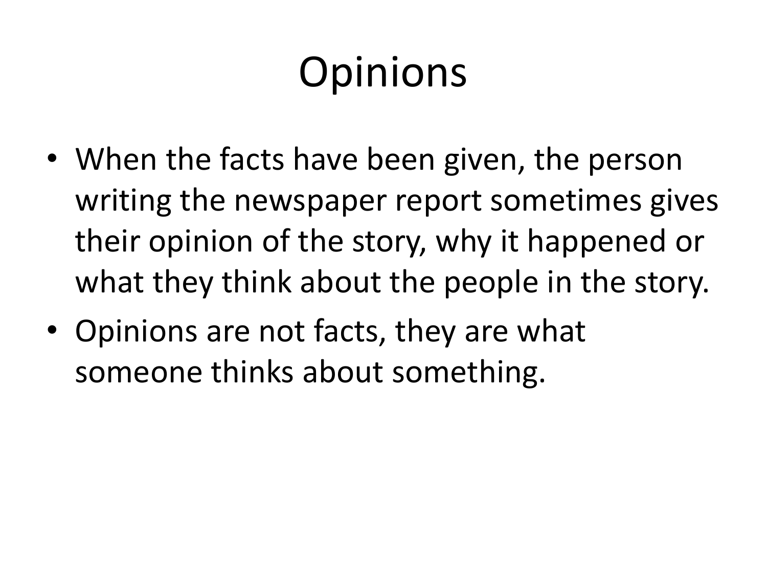# Opinions

- When the facts have been given, the person writing the newspaper report sometimes gives their opinion of the story, why it happened or what they think about the people in the story.
- Opinions are not facts, they are what someone thinks about something.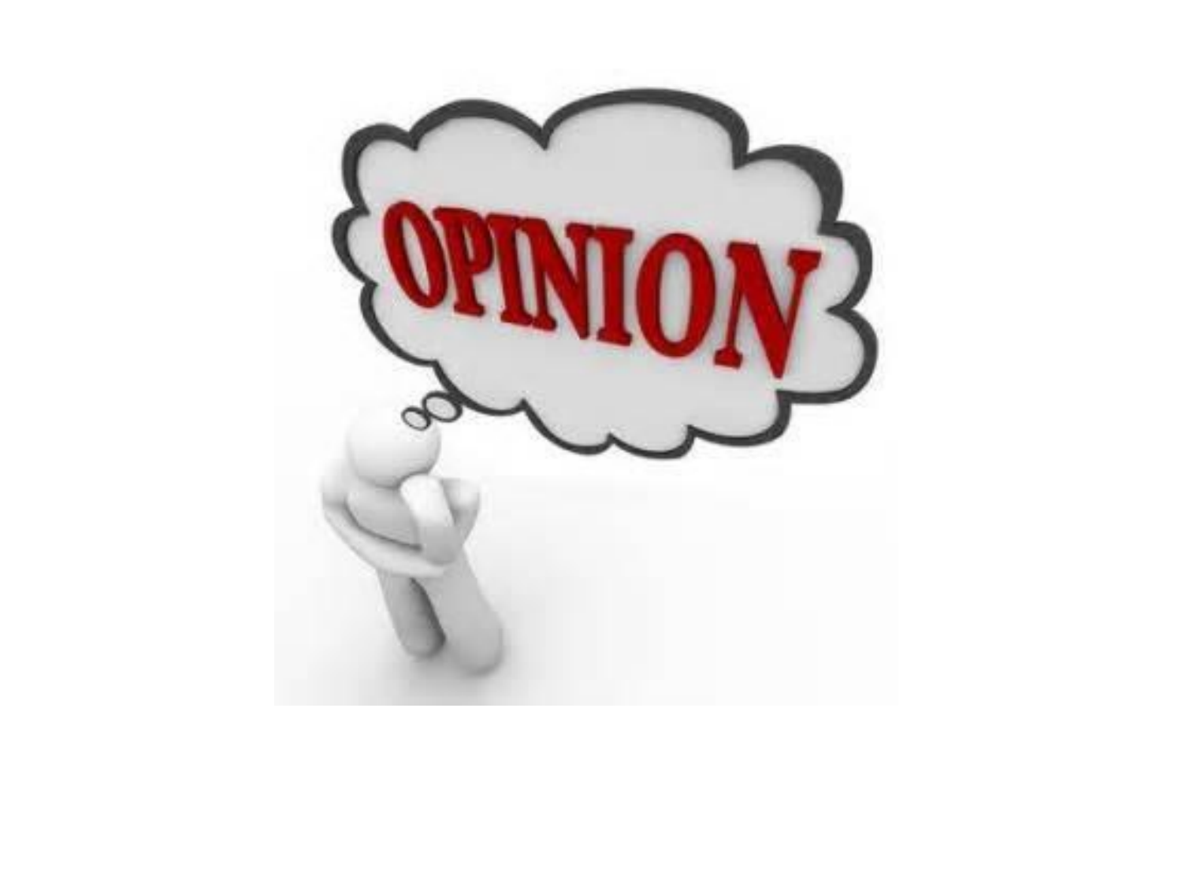OPINION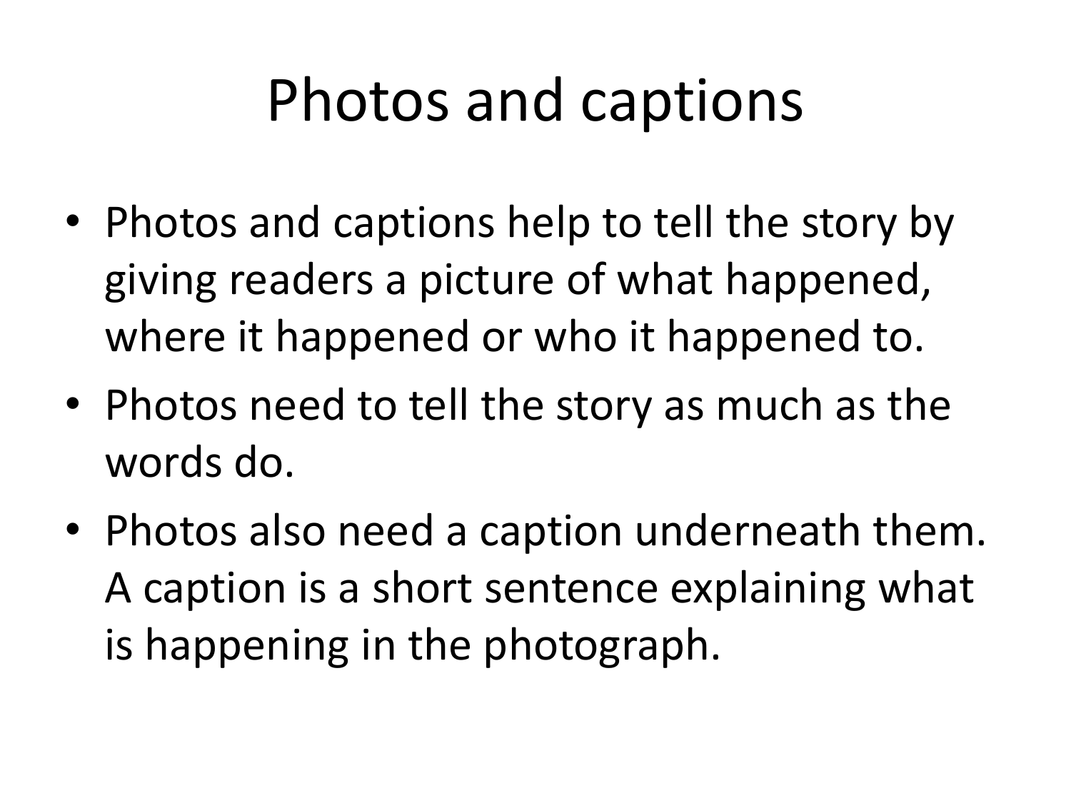# Photos and captions

- Photos and captions help to tell the story by giving readers a picture of what happened, where it happened or who it happened to.
- Photos need to tell the story as much as the words do.
- Photos also need a caption underneath them. A caption is a short sentence explaining what is happening in the photograph.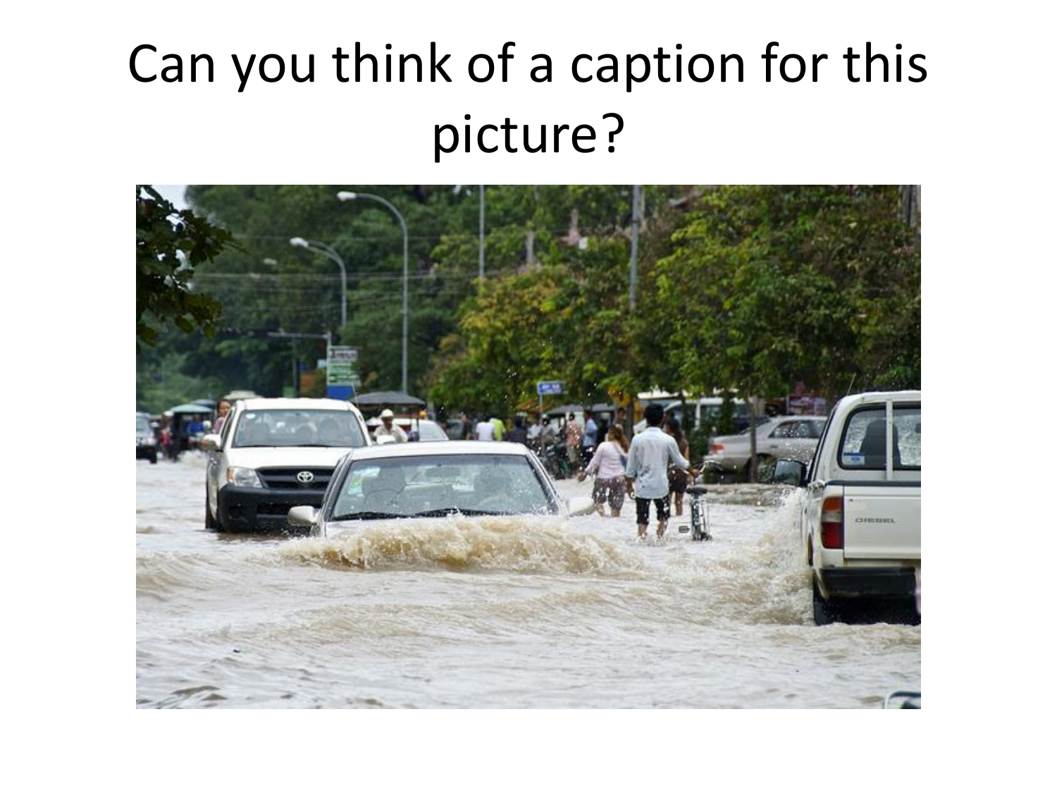# Can you think of a caption for this picture?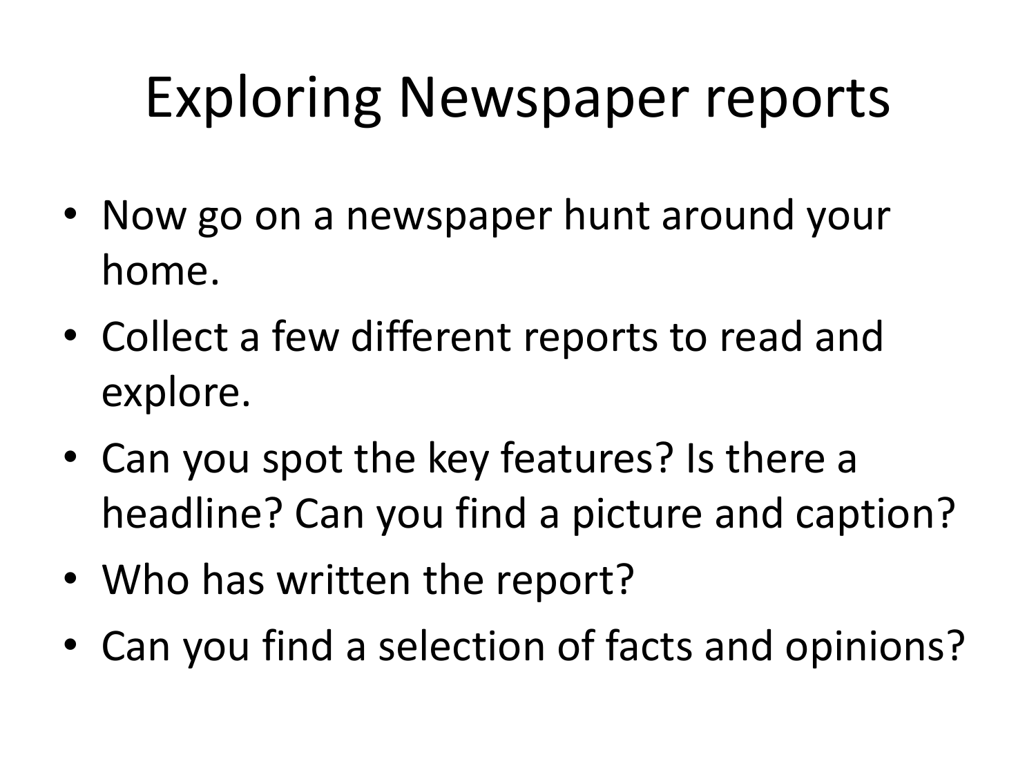# Exploring Newspaper reports

- Now go on a newspaper hunt around your home.
- Collect a few different reports to read and explore.
- Can you spot the key features? Is there a headline? Can you find a picture and caption?
- Who has written the report?
- Can you find a selection of facts and opinions?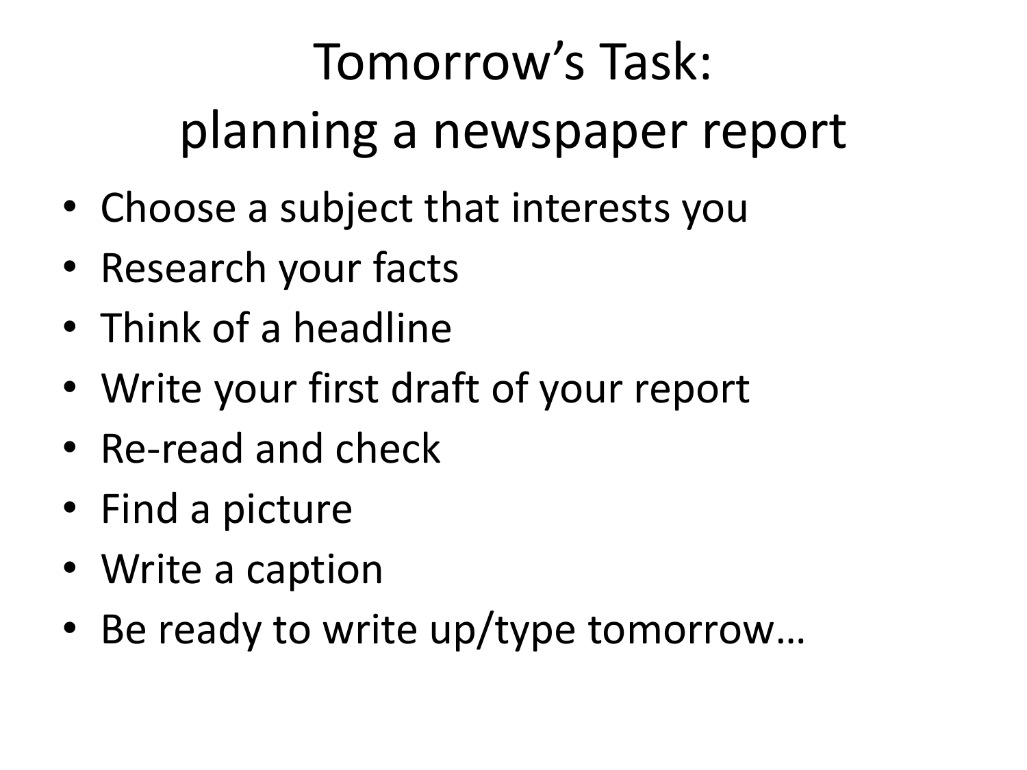# Tomorrow's Task: planning a newspaper report

- Choose a subject that interests you
- Research your facts
- Think of a headline
- Write your first draft of your report
- Re-read and check
- Find a picture
- Write a caption
- Be ready to write up/type tomorrow…